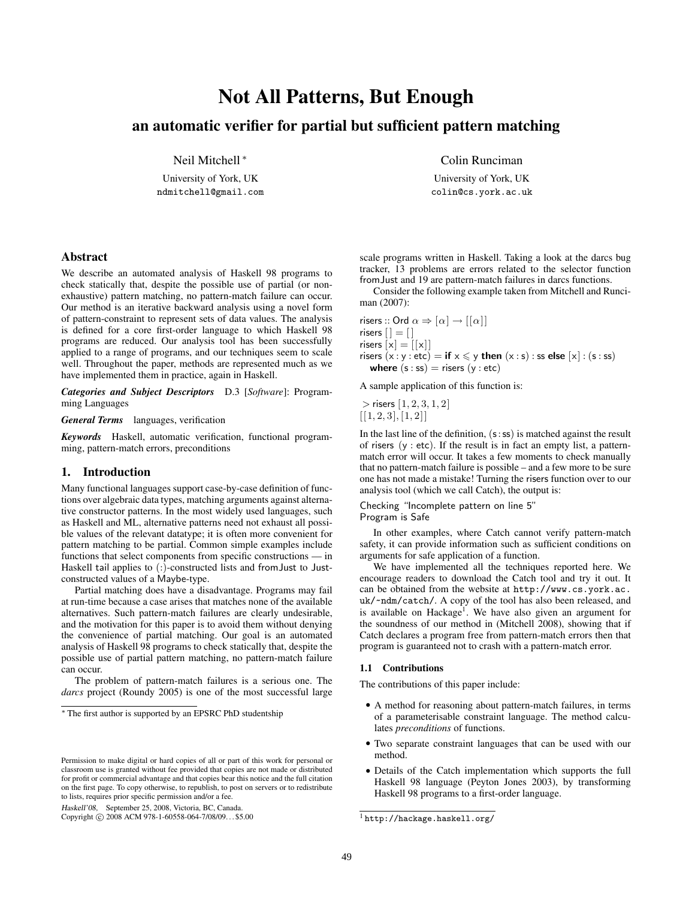# Not All Patterns, But Enough

## an automatic verifier for partial but sufficient pattern matching

Neil Mitchell *
University of York, UK
ndmitchell@gmail.com

Colin Runciman
University of York, UK
colin@cs.york.ac.uk

### Abstract

We describe an automated analysis of Haskell 98 programs to check statically that, despite the possible use of partial (or non-exhaustive) pattern matching, no pattern-match failure can occur. Our method is an iterative backward analysis using a novel form of pattern-constraint to represent sets of data values. The analysis is defined for a core first-order language to which Haskell 98 programs are reduced. Our analysis tool has been successfully applied to a range of programs, and our techniques seem to scale well. Throughout the paper, methods are represented much as we have implemented them in practice, again in Haskell.

***Categories and Subject Descriptors*** D.3 [*Software*]: Programming Languages

***General Terms*** languages, verification

***Keywords*** Haskell, automatic verification, functional programming, pattern-match errors, preconditions

## 1. Introduction

Many functional languages support case-by-case definition of functions over algebraic data types, matching arguments against alternative constructor patterns. In the most widely used languages, such as Haskell and ML, alternative patterns need not exhaust all possible values of the relevant datatype; it is often more convenient for pattern matching to be partial. Common simple examples include functions that select components from specific constructions — in Haskell tail applies to (:)-constructed lists and fromJust to Just-constructed values of a Maybe-type.

Partial matching does have a disadvantage. Programs may fail at run-time because a case arises that matches none of the available alternatives. Such pattern-match failures are clearly undesirable, and the motivation for this paper is to avoid them without denying the convenience of partial matching. Our goal is an automated analysis of Haskell 98 programs to check statically that, despite the possible use of partial pattern matching, no pattern-match failure can occur.

The problem of pattern-match failures is a serious one. The *darcs* project (Roundy 2005) is one of the most successful large scale programs written in Haskell. Taking a look at the darcs bug tracker, 13 problems are errors related to the selector function fromJust and 19 are pattern-match failures in darcs functions.

Consider the following example taken from Mitchell and Runciman (2007):

```
risers :: Ord α ⇒ [α] → [[α]]
risers [] = []
risers [x] = [[x]]
risers (x : y : etc) = if x ⩽ y then (x : s) : ss else [x] : (s : ss)
  where (s : ss) = risers (y : etc)
```

A sample application of this function is:

```
> risers [1, 2, 3, 1, 2]
[[1, 2, 3], [1, 2]]
```

In the last line of the definition, (s : ss) is matched against the result of risers (y : etc). If the result is in fact an empty list, a pattern-match error will occur. It takes a few moments to check manually that no pattern-match failure is possible – and a few more to be sure one has not made a mistake! Turning the risers function over to our analysis tool (which we call Catch), the output is:

```
Checking "Incomplete pattern on line 5"
Program is Safe
```

In other examples, where Catch cannot verify pattern-match safety, it can provide information such as sufficient conditions on arguments for safe application of a function.

We have implemented all the techniques reported here. We encourage readers to download the Catch tool and try it out. It can be obtained from the website at http://www.cs.york.ac.uk/~ndm/catch/. A copy of the tool has also been released, and is available on Hackage[1]. We have also given an argument for the soundness of our method in (Mitchell 2008), showing that if Catch declares a program free from pattern-match errors then that program is guaranteed not to crash with a pattern-match error.

### 1.1 Contributions

The contributions of this paper include:

- A method for reasoning about pattern-match failures, in terms of a parameterisable constraint language. The method calculates *preconditions* of functions.
- Two separate constraint languages that can be used with our method.
- Details of the Catch implementation which supports the full Haskell 98 language (Peyton Jones 2003), by transforming Haskell 98 programs to a first-order language.

* The first author is supported by an EPSRC PhD studentship

Permission to make digital or hard copies of all or part of this work for personal or classroom use is granted without fee provided that copies are not made or distributed for profit or commercial advantage and that copies bear this notice and the full citation on the first page. To copy otherwise, to republish, to post on servers or to redistribute to lists, requires prior specific permission and/or a fee.

Haskell'08, September 25, 2008, Victoria, BC, Canada.
Copyright © 2008 ACM 978-1-60558-064-7/08/09…$5.00

[1] http://hackage.haskell.org/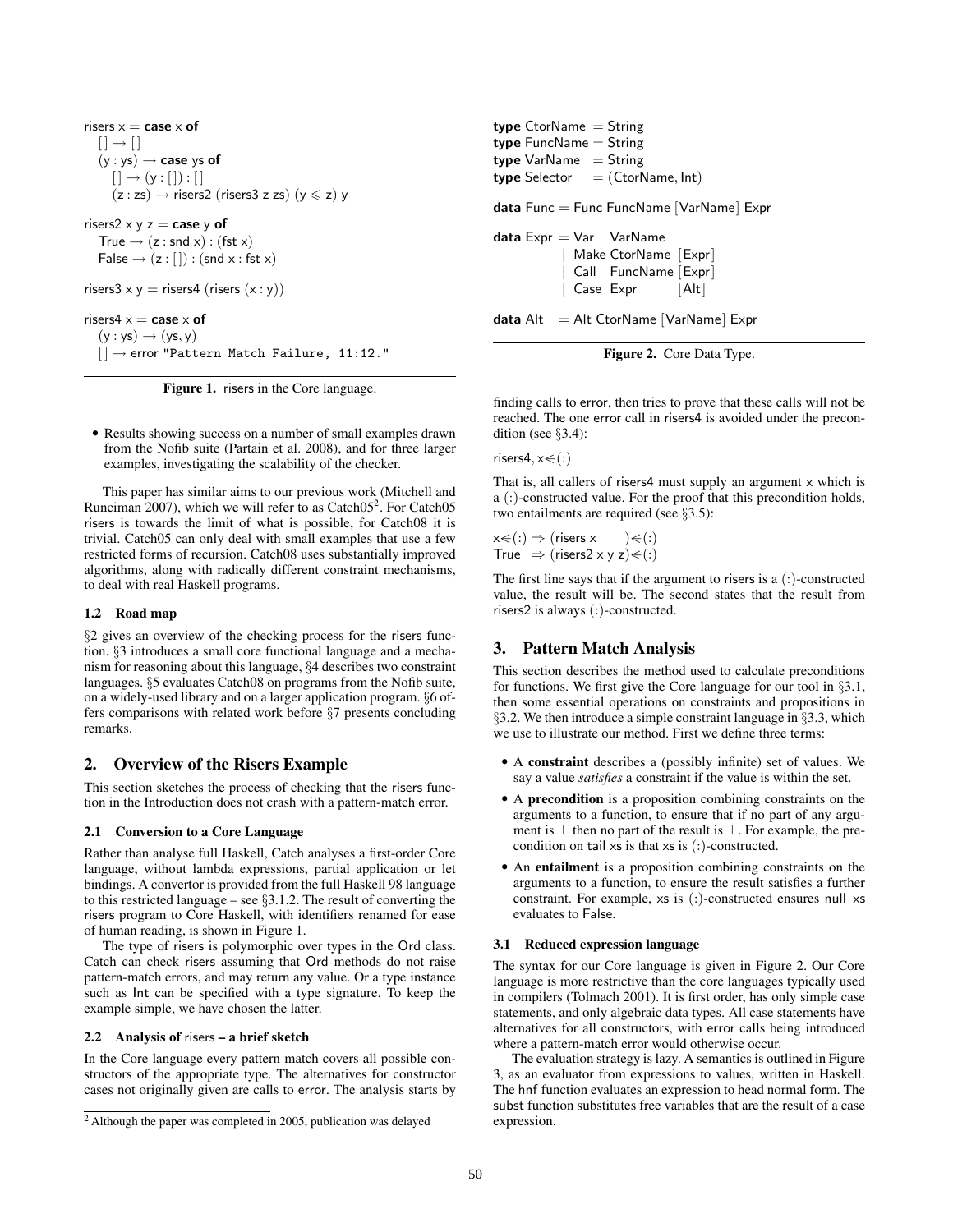```
risers x = case x of
  [] → []
  (y : ys) → case ys of
    [] → (y : []) : []
    (z : zs) → risers2 (risers3 z zs) (y ⩽ z) y

risers2 x y z = case y of
  True → (z : snd x) : (fst x)
  False → (z : []) : (snd x : fst x)

risers3 x y = risers4 (risers (x : y))

risers4 x = case x of
  (y : ys) → (ys, y)
  [] → error "Pattern Match Failure, 11:12."
```

**Figure 1.** risers in the Core language.

- Results showing success on a number of small examples drawn from the Nofib suite (Partain et al. 2008), and for three larger examples, investigating the scalability of the checker.

This paper has similar aims to our previous work (Mitchell and Runciman 2007), which we will refer to as Catch05[2]. For Catch05 risers is towards the limit of what is possible, for Catch08 it is trivial. Catch05 can only deal with small examples that use a few restricted forms of recursion. Catch08 uses substantially improved algorithms, along with radically different constraint mechanisms, to deal with real Haskell programs.

### 1.2 Road map

§2 gives an overview of the checking process for the risers function. §3 introduces a small core functional language and a mechanism for reasoning about this language, §4 describes two constraint languages. §5 evaluates Catch08 on programs from the Nofib suite, on a widely-used library and on a larger application program. §6 offers comparisons with related work before §7 presents concluding remarks.

## 2. Overview of the Risers Example

This section sketches the process of checking that the risers function in the Introduction does not crash with a pattern-match error.

### 2.1 Conversion to a Core Language

Rather than analyse full Haskell, Catch analyses a first-order Core language, without lambda expressions, partial application or let bindings. A convertor is provided from the full Haskell 98 language to this restricted language – see §3.1.2. The result of converting the risers program to Core Haskell, with identifiers renamed for ease of human reading, is shown in Figure 1.

The type of risers is polymorphic over types in the Ord class. Catch can check risers assuming that Ord methods do not raise pattern-match errors, and may return any value. Or a type instance such as Int can be specified with a type signature. To keep the example simple, we have chosen the latter.

### 2.2 Analysis of risers – a brief sketch

In the Core language every pattern match covers all possible constructors of the appropriate type. The alternatives for constructor cases not originally given are calls to error. The analysis starts by finding calls to error, then tries to prove that these calls will not be reached. The one error call in risers4 is avoided under the precondition (see §3.4):

risers4, x⋖(:)

That is, all callers of risers4 must supply an argument x which is a (:)-constructed value. For the proof that this precondition holds, two entailments are required (see §3.5):

```
x⋖(:) ⇒ (risers x      )⋖(:)
True  ⇒ (risers2 x y z)⋖(:)
```

The first line says that if the argument to risers is a (:)-constructed value, the result will be. The second states that the result from risers2 is always (:)-constructed.

[2] Although the paper was completed in 2005, publication was delayed

```
type CtorName = String
type FuncName = String
type VarName  = String
type Selector = (CtorName, Int)

data Func = Func FuncName [VarName] Expr

data Expr = Var  VarName
          | Make CtorName [Expr]
          | Call FuncName [Expr]
          | Case Expr     [Alt]

data Alt  = Alt CtorName [VarName] Expr
```

**Figure 2.** Core Data Type.

## 3. Pattern Match Analysis

This section describes the method used to calculate preconditions for functions. We first give the Core language for our tool in §3.1, then some essential operations on constraints and propositions in §3.2. We then introduce a simple constraint language in §3.3, which we use to illustrate our method. First we define three terms:

- A **constraint** describes a (possibly infinite) set of values. We say a value *satisfies* a constraint if the value is within the set.
- A **precondition** is a proposition combining constraints on the arguments to a function, to ensure that if no part of any argument is ⊥ then no part of the result is ⊥. For example, the precondition on tail xs is that xs is (:)-constructed.
- An **entailment** is a proposition combining constraints on the arguments to a function, to ensure the result satisfies a further constraint. For example, xs is (:)-constructed ensures null xs evaluates to False.

### 3.1 Reduced expression language

The syntax for our Core language is given in Figure 2. Our Core language is more restrictive than the core languages typically used in compilers (Tolmach 2001). It is first order, has only simple case statements, and only algebraic data types. All case statements have alternatives for all constructors, with error calls being introduced where a pattern-match error would otherwise occur.

The evaluation strategy is lazy. A semantics is outlined in Figure 3, as an evaluator from expressions to values, written in Haskell. The hnf function evaluates an expression to head normal form. The subst function substitutes free variables that are the result of a case expression.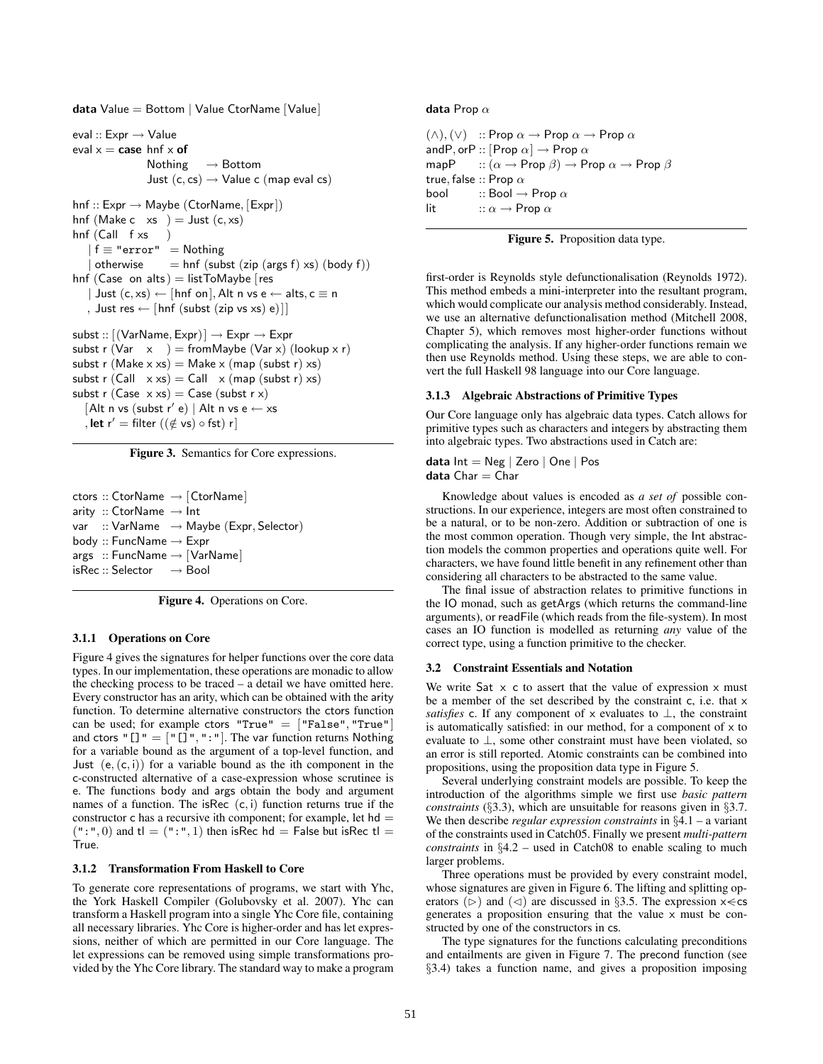```
data Value = Bottom | Value CtorName [Value]

eval :: Expr → Value
eval x = case hnf x of
              Nothing      → Bottom
              Just (c, cs) → Value c (map eval cs)

hnf :: Expr → Maybe (CtorName, [Expr])
hnf (Make c  xs  ) = Just (c, xs)
hnf (Call  f xs   )
    | f ≡ "error"  = Nothing
    | otherwise    = hnf (subst (zip (args f) xs) (body f))
hnf (Case  on alts) = listToMaybe [res
    | Just (c, xs) ← [hnf on], Alt n vs e ← alts, c ≡ n
    , Just res ← [hnf (subst (zip vs xs) e)]]

subst :: [(VarName, Expr)] → Expr → Expr
subst r (Var   x   ) = fromMaybe (Var x) (lookup x r)
subst r (Make x xs) = Make x (map (subst r) xs)
subst r (Call  x xs) = Call  x (map (subst r) xs)
subst r (Case  x xs) = Case (subst r x)
    [Alt n vs (subst r' e) | Alt n vs e ← xs
    , let r' = filter ((∉ vs) ∘ fst) r]
```

**Figure 3.** Semantics for Core expressions.

```
ctors :: CtorName  → [CtorName]
arity  :: CtorName  → Int
var    :: VarName   → Maybe (Expr, Selector)
body :: FuncName → Expr
args  :: FuncName → [VarName]
isRec :: Selector    → Bool
```

**Figure 4.** Operations on Core.

#### 3.1.1 Operations on Core

Figure 4 gives the signatures for helper functions over the core data types. In our implementation, these operations are monadic to allow the checking process to be traced – a detail we have omitted here. Every constructor has an arity, which can be obtained with the arity function. To determine alternative constructors the ctors function can be used; for example ctors "True" = ["False", "True"] and ctors "[]" = ["[]", ":"]. The var function returns Nothing for a variable bound as the argument of a top-level function, and Just $(e, (c, i))$ for a variable bound as the ith component in the c-constructed alternative of a case-expression whose scrutinee is e. The functions body and args obtain the body and argument names of a function. The isRec $(c, i)$ function returns true if the constructor c has a recursive ith component; for example, let hd $=$ $(":", 0)$ and tl $=$ $(":", 1)$ then isRec hd $=$ False but isRec tl $=$ True.

#### 3.1.2 Transformation From Haskell to Core

To generate core representations of programs, we start with Yhc, the York Haskell Compiler (Golubovsky et al. 2007). Yhc can transform a Haskell program into a single Yhc Core file, containing all necessary libraries. Yhc Core is higher-order and has let expressions, neither of which are permitted in our Core language. The let expressions can be removed using simple transformations provided by the Yhc Core library. The standard way to make a program first-order is Reynolds style defunctionalisation (Reynolds 1972). This method embeds a mini-interpreter into the resultant program, which would complicate our analysis method considerably. Instead, we use an alternative defunctionalisation method (Mitchell 2008, Chapter 5), which removes most higher-order functions without complicating the analysis. If any higher-order functions remain we then use Reynolds method. Using these steps, we are able to convert the full Haskell 98 language into our Core language.

```
data Prop α

(∧), (∨)   :: Prop α → Prop α → Prop α
andP, orP :: [Prop α] → Prop α
mapP      :: (α → Prop β) → Prop α → Prop β
true, false :: Prop α
bool        :: Bool → Prop α
lit          :: α → Prop α
```

**Figure 5.** Proposition data type.

#### 3.1.3 Algebraic Abstractions of Primitive Types

Our Core language only has algebraic data types. Catch allows for primitive types such as characters and integers by abstracting them into algebraic types. Two abstractions used in Catch are:

```
data Int = Neg | Zero | One | Pos
data Char = Char
```

Knowledge about values is encoded as *a set of* possible constructions. In our experience, integers are most often constrained to be a natural, or to be non-zero. Addition or subtraction of one is the most common operation. Though very simple, the Int abstraction models the common properties and operations quite well. For characters, we have found little benefit in any refinement other than considering all characters to be abstracted to the same value.

The final issue of abstraction relates to primitive functions in the IO monad, such as getArgs (which returns the command-line arguments), or readFile (which reads from the file-system). In most cases an IO function is modelled as returning *any* value of the correct type, using a function primitive to the checker.

### 3.2 Constraint Essentials and Notation

We write Sat x c to assert that the value of expression x must be a member of the set described by the constraint c, i.e. that x *satisfies* c. If any component of x evaluates to $\perp$, the constraint is automatically satisfied: in our method, for a component of x to evaluate to $\perp$, some other constraint must have been violated, so an error is still reported. Atomic constraints can be combined into propositions, using the proposition data type in Figure 5.

Several underlying constraint models are possible. To keep the introduction of the algorithms simple we first use *basic pattern constraints* (§3.3), which are unsuitable for reasons given in §3.7. We then describe *regular expression constraints* in §4.1 – a variant of the constraints used in Catch05. Finally we present *multi-pattern constraints* in §4.2 – used in Catch08 to enable scaling to much larger problems.

Three operations must be provided by every constraint model, whose signatures are given in Figure 6. The lifting and splitting operators ($\triangleright$) and ($\triangleleft$) are discussed in §3.5. The expression x⋖cs generates a proposition ensuring that the value x must be constructed by one of the constructors in cs.

The type signatures for the functions calculating preconditions and entailments are given in Figure 7. The precond function (see §3.4) takes a function name, and gives a proposition imposing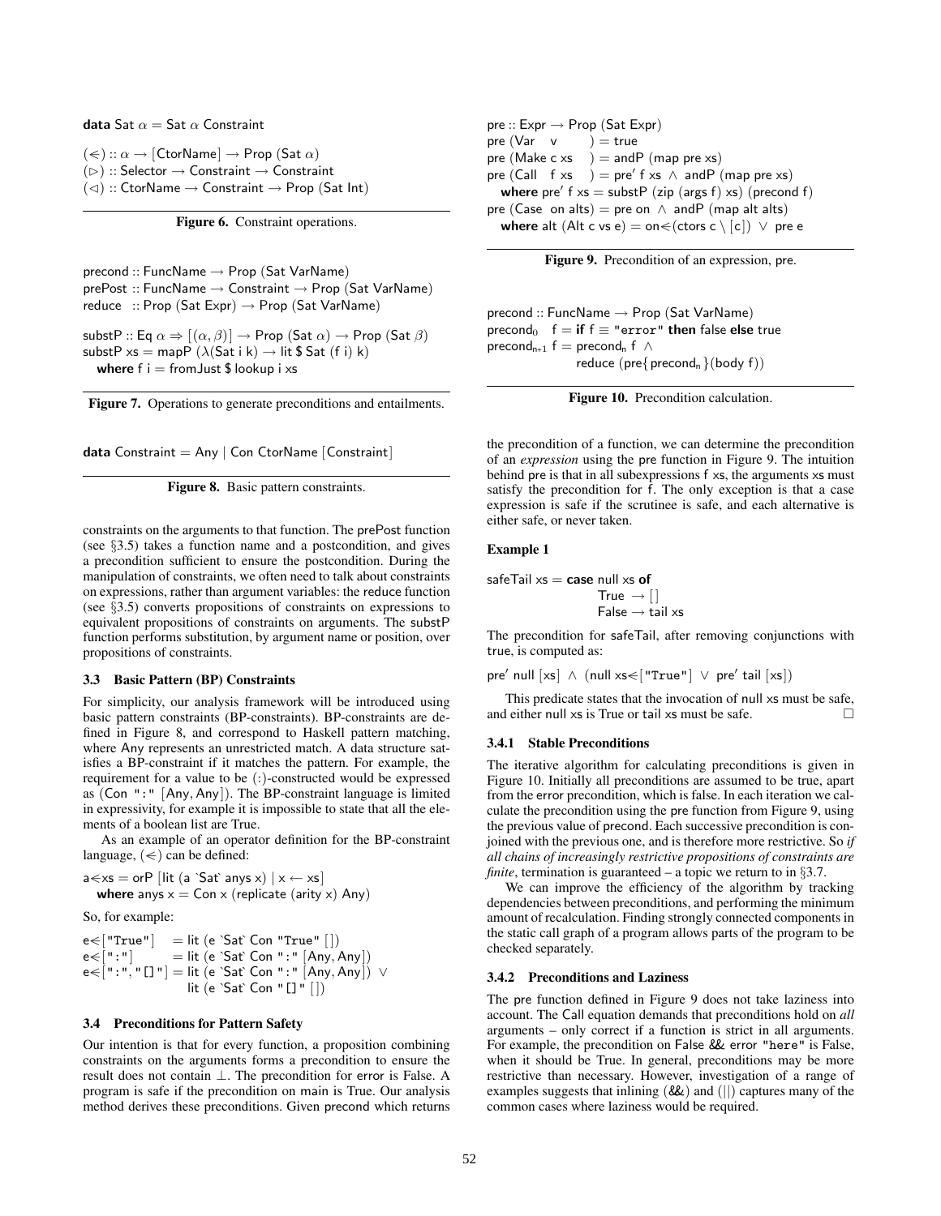```
data Sat α = Sat α Constraint

(⋖) :: α → [CtorName] → Prop (Sat α)
(▷) :: Selector → Constraint → Constraint
(◁) :: CtorName → Constraint → Prop (Sat Int)
```

**Figure 6.** Constraint operations.

```
precond :: FuncName → Prop (Sat VarName)
prePost :: FuncName → Constraint → Prop (Sat VarName)
reduce  :: Prop (Sat Expr) → Prop (Sat VarName)

substP :: Eq α ⇒ [(α, β)] → Prop (Sat α) → Prop (Sat β)
substP xs = mapP (λ(Sat i k) → lit $ Sat (f i) k)
  where f i = fromJust $ lookup i xs
```

**Figure 7.** Operations to generate preconditions and entailments.

```
data Constraint = Any | Con CtorName [Constraint]
```

**Figure 8.** Basic pattern constraints.

constraints on the arguments to that function. The prePost function (see §3.5) takes a function name and a postcondition, and gives a precondition sufficient to ensure the postcondition. During the manipulation of constraints, we often need to talk about constraints on expressions, rather than argument variables: the reduce function (see §3.5) converts propositions of constraints on expressions to equivalent propositions of constraints on arguments. The substP function performs substitution, by argument name or position, over propositions of constraints.

### 3.3 Basic Pattern (BP) Constraints

For simplicity, our analysis framework will be introduced using basic pattern constraints (BP-constraints). BP-constraints are defined in Figure 8, and correspond to Haskell pattern matching, where Any represents an unrestricted match. A data structure satisfies a BP-constraint if it matches the pattern. For example, the requirement for a value to be (:)-constructed would be expressed as (Con ":" [Any, Any]). The BP-constraint language is limited in expressivity, for example it is impossible to state that all the elements of a boolean list are True.

As an example of an operator definition for the BP-constraint language, (⋖) can be defined:

```
a⋖xs = orP [lit (a `Sat` anys x) | x ← xs]
  where anys x = Con x (replicate (arity x) Any)
```

So, for example:

```
e⋖["True"]    = lit (e `Sat` Con "True" [])
e⋖[":"]       = lit (e `Sat` Con ":" [Any, Any])
e⋖[":", "[]"] = lit (e `Sat` Con ":" [Any, Any]) ∨
                lit (e `Sat` Con "[]" [])
```

### 3.4 Preconditions for Pattern Safety

Our intention is that for every function, a proposition combining constraints on the arguments forms a precondition to ensure the result does not contain ⊥. The precondition for error is False. A program is safe if the precondition on main is True. Our analysis method derives these preconditions. Given precond which returns the precondition of a function, we can determine the precondition of an *expression* using the pre function in Figure 9. The intuition behind pre is that in all subexpressions f xs, the arguments xs must satisfy the precondition for f. The only exception is that a case expression is safe if the scrutinee is safe, and each alternative is either safe, or never taken.

```
pre :: Expr → Prop (Sat Expr)
pre (Var   v      ) = true
pre (Make c xs    ) = andP (map pre xs)
pre (Call   f xs  ) = pre′ f xs ∧ andP (map pre xs)
  where pre′ f xs = substP (zip (args f) xs) (precond f)
pre (Case  on alts) = pre on ∧ andP (map alt alts)
  where alt (Alt c vs e) = on⋖(ctors c \ [c]) ∨ pre e
```

**Figure 9.** Precondition of an expression, pre.

```
precond :: FuncName → Prop (Sat VarName)
precond_0   f = if f ≡ "error" then false else true
precond_n+1 f = precond_n f ∧
                reduce (pre{precond_n}(body f))
```

**Figure 10.** Precondition calculation.

#### Example 1

```
safeTail xs = case null xs of
                True  → []
                False → tail xs
```

The precondition for safeTail, after removing conjunctions with true, is computed as:

```
pre′ null [xs] ∧ (null xs⋖["True"] ∨ pre′ tail [xs])
```

This predicate states that the invocation of null xs must be safe, and either null xs is True or tail xs must be safe. □

#### 3.4.1 Stable Preconditions

The iterative algorithm for calculating preconditions is given in Figure 10. Initially all preconditions are assumed to be true, apart from the error precondition, which is false. In each iteration we calculate the precondition using the pre function from Figure 9, using the previous value of precond. Each successive precondition is conjoined with the previous one, and is therefore more restrictive. So *if all chains of increasingly restrictive propositions of constraints are finite*, termination is guaranteed – a topic we return to in §3.7.

We can improve the efficiency of the algorithm by tracking dependencies between preconditions, and performing the minimum amount of recalculation. Finding strongly connected components in the static call graph of a program allows parts of the program to be checked separately.

#### 3.4.2 Preconditions and Laziness

The pre function defined in Figure 9 does not take laziness into account. The Call equation demands that preconditions hold on *all* arguments – only correct if a function is strict in all arguments. For example, the precondition on False && error "here" is False, when it should be True. In general, preconditions may be more restrictive than necessary. However, investigation of a range of examples suggests that inlining (&&) and (||) captures many of the common cases where laziness would be required.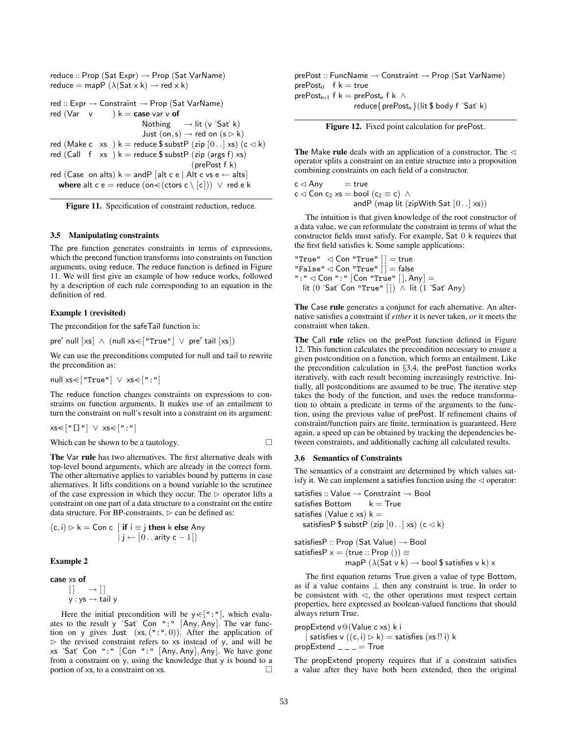```
reduce :: Prop (Sat Expr) → Prop (Sat VarName)
reduce = mapP (λ(Sat x k) → red x k)

red :: Expr → Constraint → Prop (Sat VarName)
red (Var   v       ) k = case var v of
                             Nothing     → lit (v `Sat` k)
                             Just (on, s) → red on (s ▷ k)
red (Make c   xs  ) k = reduce $ substP (zip [0 ..] xs) (c ◁ k)
red (Call   f   xs  ) k = reduce $ substP (zip (args f) xs)
                                                   (prePost f k)
red (Case  on alts) k = andP [alt c e | Alt c vs e ← alts]
   where alt c e = reduce (on⋖(ctors c \ [c])) ∨ red e k
```

**Figure 11.** Specification of constraint reduction, reduce.

### 3.5 Manipulating constraints

The pre function generates constraints in terms of expressions, which the precond function transforms into constraints on function arguments, using reduce. The reduce function is defined in Figure 11. We will first give an example of how reduce works, followed by a description of each rule corresponding to an equation in the definition of red.

**Example 1 (revisited)**

The precondition for the safeTail function is:

pre′ null [xs] ∧ (null xs⋖["True"] ∨ pre′ tail [xs])

We can use the preconditions computed for null and tail to rewrite the precondition as:

null xs⋖["True"] ∨ xs⋖[":"]

The reduce function changes constraints on expressions to constraints on function arguments. It makes use of an entailment to turn the constraint on null's result into a constraint on its argument:

xs⋖["[]"] ∨ xs⋖[":"]

Which can be shown to be a tautology. □

**The** Var **rule** has two alternatives. The first alternative deals with top-level bound arguments, which are already in the correct form. The other alternative applies to variables bound by patterns in case alternatives. It lifts conditions on a bound variable to the scrutinee of the case expression in which they occur. The ▷ operator lifts a constraint on one part of a data structure to a constraint on the entire data structure. For BP-constraints, ▷ can be defined as:

```
(c, i) ▷ k = Con c  [ if i ≡ j then k else Any
                    | j ← [0 .. arity c − 1]]
```

**Example 2**

```
case xs of
     []     → []
     y : ys → tail y
```

Here the initial precondition will be y⋖[":"], which evaluates to the result y `Sat` Con ":" [Any, Any]. The var function on y gives Just (xs, (":", 0)). After the application of ▷ the revised constraint refers to xs instead of y, and will be xs `Sat` Con ":" [Con ":" [Any, Any], Any]. We have gone from a constraint on y, using the knowledge that y is bound to a portion of xs, to a constraint on xs. □

```
prePost :: FuncName → Constraint → Prop (Sat VarName)
prePost₀   f k = true
prePostₙ₊₁ f k = prePostₙ f k ∧
                 reduce{prePostₙ}(lit $ body f `Sat` k)
```

**Figure 12.** Fixed point calculation for prePost.

**The** Make **rule** deals with an application of a constructor. The ◁ operator splits a constraint on an entire structure into a proposition combining constraints on each field of a constructor.

```
c ◁ Any         = true
c ◁ Con c₂ xs = bool (c₂ ≡ c) ∧
                andP (map lit (zipWith Sat [0 ..] xs))
```

The intuition is that given knowledge of the root constructor of a data value, we can reformulate the constraint in terms of what the constructor fields must satisfy. For example, Sat 0 k requires that the first field satisfies k. Some sample applications:

```
"True"  ◁ Con "True" [] = true
"False" ◁ Con "True" [] = false
":" ◁ Con ":" [Con "True" [], Any] =
  lit (0 `Sat` Con "True" []) ∧ lit (1 `Sat` Any)
```

**The** Case **rule** generates a conjunct for each alternative. An alternative satisfies a constraint if *either* it is never taken, *or* it meets the constraint when taken.

**The** Call **rule** relies on the prePost function defined in Figure 12. This function calculates the precondition necessary to ensure a given postcondition on a function, which forms an entailment. Like the precondition calculation in §3.4, the prePost function works iteratively, with each result becoming increasingly restrictive. Initially, all postconditions are assumed to be true. The iterative step takes the body of the function, and uses the reduce transformation to obtain a predicate in terms of the arguments to the function, using the previous value of prePost. If refinement chains of constraint/function pairs are finite, termination is guaranteed. Here again, a speed up can be obtained by tracking the dependencies between constraints, and additionally caching all calculated results.

### 3.6 Semantics of Constraints

The semantics of a constraint are determined by which values satisfy it. We can implement a satisfies function using the ◁ operator:

```
satisfies :: Value → Constraint → Bool
satisfies Bottom      k = True
satisfies (Value c xs) k =
  satisfiesP $ substP (zip [0 ..] xs) (c ◁ k)

satisfiesP :: Prop (Sat Value) → Bool
satisfiesP x = (true :: Prop ()) ≡
               mapP (λ(Sat v k) → bool $ satisfies v k) x
```

The first equation returns True given a value of type Bottom, as if a value contains ⊥ then any constraint is true. In order to be consistent with ◁, the other operations must respect certain properties, here expressed as boolean-valued functions that should always return True.

```
propExtend v@(Value c xs) k i
  | satisfies v ((c, i) ▷ k) = satisfies (xs !! i) k
propExtend _ _ _ = True
```

The propExtend property requires that if a constraint satisfies a value after they have both been extended, then the original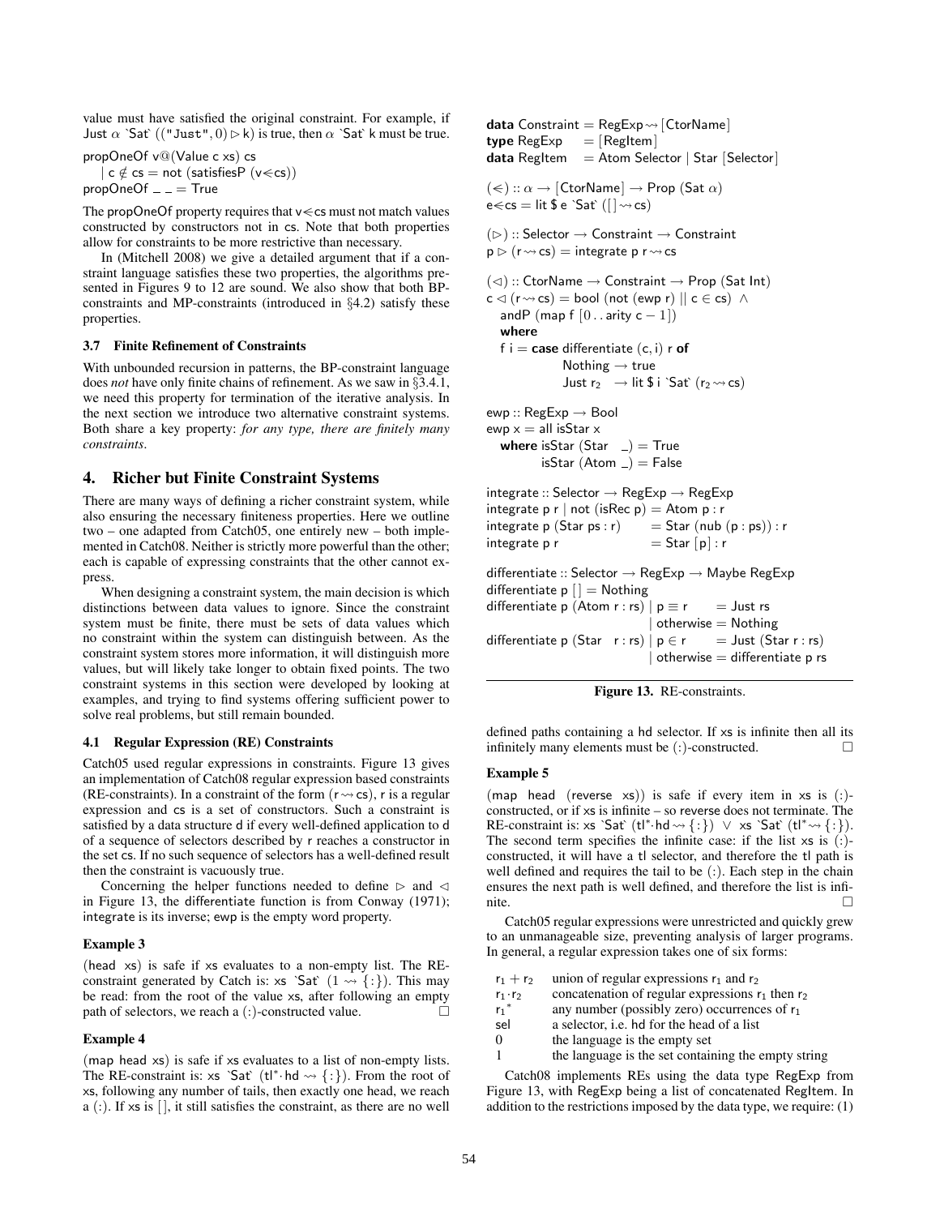value must have satisfied the original constraint. For example, if Just $\alpha$ `Sat` (("Just", 0) ▷ k) is true, then $\alpha$ `Sat` k must be true.

```
propOneOf v@(Value c xs) cs
  | c ∉ cs = not (satisfiesP (v⋖cs))
propOneOf _ _ = True
```

The propOneOf property requires that v⋖cs must not match values constructed by constructors not in cs. Note that both properties allow for constraints to be more restrictive than necessary.

In (Mitchell 2008) we give a detailed argument that if a constraint language satisfies these two properties, the algorithms presented in Figures 9 to 12 are sound. We also show that both BP-constraints and MP-constraints (introduced in §4.2) satisfy these properties.

### 3.7 Finite Refinement of Constraints

With unbounded recursion in patterns, the BP-constraint language does *not* have only finite chains of refinement. As we saw in §3.4.1, we need this property for termination of the iterative analysis. In the next section we introduce two alternative constraint systems. Both share a key property: *for any type, there are finitely many constraints*.

## 4. Richer but Finite Constraint Systems

There are many ways of defining a richer constraint system, while also ensuring the necessary finiteness properties. Here we outline two – one adapted from Catch05, one entirely new – both implemented in Catch08. Neither is strictly more powerful than the other; each is capable of expressing constraints that the other cannot express.

When designing a constraint system, the main decision is which distinctions between data values to ignore. Since the constraint system must be finite, there must be sets of data values which no constraint within the system can distinguish between. As the constraint system stores more information, it will distinguish more values, but will likely take longer to obtain fixed points. The two constraint systems in this section were developed by looking at examples, and trying to find systems offering sufficient power to solve real problems, but still remain bounded.

### 4.1 Regular Expression (RE) Constraints

Catch05 used regular expressions in constraints. Figure 13 gives an implementation of Catch08 regular expression based constraints (RE-constraints). In a constraint of the form (r ⇝ cs), r is a regular expression and cs is a set of constructors. Such a constraint is satisfied by a data structure d if every well-defined application to d of a sequence of selectors described by r reaches a constructor in the set cs. If no such sequence of selectors has a well-defined result then the constraint is vacuously true.

Concerning the helper functions needed to define ▷ and ◁ in Figure 13, the differentiate function is from Conway (1971); integrate is its inverse; ewp is the empty word property.

#### Example 3

(head xs) is safe if xs evaluates to a non-empty list. The RE-constraint generated by Catch is: xs `Sat` (1 ⇝ {:}). This may be read: from the root of the value xs, after following an empty path of selectors, we reach a (:)-constructed value. □

#### Example 4

(map head xs) is safe if xs evaluates to a list of non-empty lists. The RE-constraint is: xs `Sat` ($\mathsf{tl}^*\cdot\mathsf{hd}$ ⇝ {:}). From the root of xs, following any number of tails, then exactly one head, we reach a (:). If xs is [], it still satisfies the constraint, as there are no well defined paths containing a hd selector. If xs is infinite then all its infinitely many elements must be (:)-constructed. □

```
data Constraint = RegExp ⇝ [CtorName]
type RegExp     = [RegItem]
data RegItem    = Atom Selector | Star [Selector]

(⋖) :: α → [CtorName] → Prop (Sat α)
e⋖cs = lit $ e `Sat` ([] ⇝ cs)

(▷) :: Selector → Constraint → Constraint
p ▷ (r ⇝ cs) = integrate p r ⇝ cs

(◁) :: CtorName → Constraint → Prop (Sat Int)
c ◁ (r ⇝ cs) = bool (not (ewp r) || c ∈ cs) ∧
  andP (map f [0 .. arity c − 1])
  where
  f i = case differentiate (c, i) r of
          Nothing → true
          Just r2  → lit $ i `Sat` (r2 ⇝ cs)

ewp :: RegExp → Bool
ewp x = all isStar x
  where isStar (Star _) = True
        isStar (Atom _) = False

integrate :: Selector → RegExp → RegExp
integrate p r | not (isRec p) = Atom p : r
integrate p (Star ps : r)     = Star (nub (p : ps)) : r
integrate p r                 = Star [p] : r

differentiate :: Selector → RegExp → Maybe RegExp
differentiate p [] = Nothing
differentiate p (Atom r : rs) | p ≡ r     = Just rs
                              | otherwise = Nothing
differentiate p (Star r : rs) | p ∈ r     = Just (Star r : rs)
                              | otherwise = differentiate p rs
```

**Figure 13.** RE-constraints.

#### Example 5

(map head (reverse xs)) is safe if every item in xs is (:)-constructed, or if xs is infinite – so reverse does not terminate. The RE-constraint is: xs `Sat` ($\mathsf{tl}^*\cdot\mathsf{hd}$ ⇝ {:}) ∨ xs `Sat` ($\mathsf{tl}^*$ ⇝ {:}). The second term specifies the infinite case: if the list xs is (:)-constructed, it will have a tl selector, and therefore the tl path is well defined and requires the tail to be (:). Each step in the chain ensures the next path is well defined, and therefore the list is infinite. □

Catch05 regular expressions were unrestricted and quickly grew to an unmanageable size, preventing analysis of larger programs. In general, a regular expression takes one of six forms:

| | |
|---|---|
| $r_1 + r_2$ | union of regular expressions $r_1$ and $r_2$ |
| $r_1 \cdot r_2$ | concatenation of regular expressions $r_1$ then $r_2$ |
| $r_1{}^*$ | any number (possibly zero) occurrences of $r_1$ |
| sel | a selector, i.e. hd for the head of a list |
| 0 | the language is the empty set |
| 1 | the language is the set containing the empty string |

Catch08 implements REs using the data type RegExp from Figure 13, with RegExp being a list of concatenated RegItem. In addition to the restrictions imposed by the data type, we require: (1)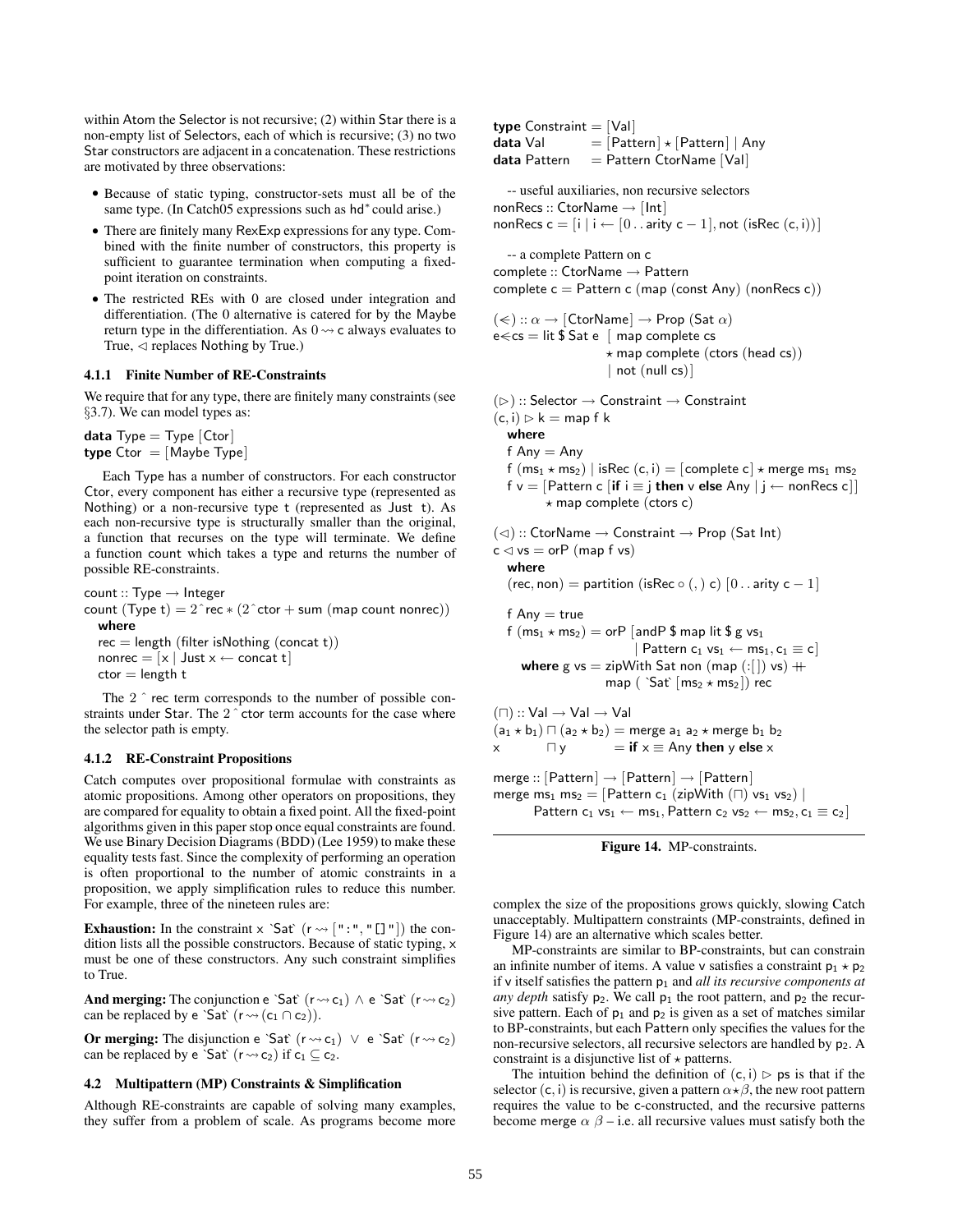within Atom the Selector is not recursive; (2) within Star there is a non-empty list of Selectors, each of which is recursive; (3) no two Star constructors are adjacent in a concatenation. These restrictions are motivated by three observations:

- Because of static typing, constructor-sets must all be of the same type. (In Catch05 expressions such as hd* could arise.)
- There are finitely many RexExp expressions for any type. Combined with the finite number of constructors, this property is sufficient to guarantee termination when computing a fixed-point iteration on constraints.
- The restricted REs with 0 are closed under integration and differentiation. (The 0 alternative is catered for by the Maybe return type in the differentiation. As $0 \rightsquigarrow$ c always evaluates to True, ◁ replaces Nothing by True.)

### 4.1.1 Finite Number of RE-Constraints

We require that for any type, there are finitely many constraints (see §3.7). We can model types as:

```
data Type = Type [Ctor]
type Ctor  = [Maybe Type]
```

Each Type has a number of constructors. For each constructor Ctor, every component has either a recursive type (represented as Nothing) or a non-recursive type t (represented as Just t). As each non-recursive type is structurally smaller than the original, a function that recurses on the type will terminate. We define a function count which takes a type and returns the number of possible RE-constraints.

```
count :: Type → Integer
count (Type t) = 2ˆrec ∗ (2ˆctor + sum (map count nonrec))
  where
  rec = length (filter isNothing (concat t))
  nonrec = [x | Just x ← concat t]
  ctor = length t
```

The 2 ˆ rec term corresponds to the number of possible constraints under Star. The 2 ˆ ctor term accounts for the case where the selector path is empty.

### 4.1.2 RE-Constraint Propositions

Catch computes over propositional formulae with constraints as atomic propositions. Among other operators on propositions, they are compared for equality to obtain a fixed point. All the fixed-point algorithms given in this paper stop once equal constraints are found. We use Binary Decision Diagrams (BDD) (Lee 1959) to make these equality tests fast. Since the complexity of performing an operation is often proportional to the number of atomic constraints in a proposition, we apply simplification rules to reduce this number. For example, three of the nineteen rules are:

**Exhaustion:** In the constraint x `Sat` (r ⇝ [":","[]"]) the condition lists all the possible constructors. Because of static typing, x must be one of these constructors. Any such constraint simplifies to True.

**And merging:** The conjunction e `Sat` ($r \rightsquigarrow c_1$) ∧ e `Sat` ($r \rightsquigarrow c_2$) can be replaced by e `Sat` ($r \rightsquigarrow (c_1 \cap c_2)$).

**Or merging:** The disjunction e `Sat` ($r \rightsquigarrow c_1$) ∨ e `Sat` ($r \rightsquigarrow c_2$) can be replaced by e `Sat` ($r \rightsquigarrow c_2$) if $c_1 \subseteq c_2$.

## 4.2 Multipattern (MP) Constraints & Simplification

Although RE-constraints are capable of solving many examples, they suffer from a problem of scale. As programs become more complex the size of the propositions grows quickly, slowing Catch unacceptably. Multipattern constraints (MP-constraints, defined in Figure 14) are an alternative which scales better.

```
type Constraint = [Val]
data Val        = [Pattern] ⋆ [Pattern] | Any
data Pattern    = Pattern CtorName [Val]

  -- useful auxiliaries, non recursive selectors
nonRecs :: CtorName → [Int]
nonRecs c = [i | i ← [0 .. arity c − 1], not (isRec (c, i))]

  -- a complete Pattern on c
complete :: CtorName → Pattern
complete c = Pattern c (map (const Any) (nonRecs c))

(⊲) :: α → [CtorName] → Prop (Sat α)
e⊲cs = lit $ Sat e  [ map complete cs
                     ⋆ map complete (ctors (head cs))
                     | not (null cs)]

(▷) :: Selector → Constraint → Constraint
(c, i) ▷ k = map f k
  where
  f Any = Any
  f (ms1 ⋆ ms2) | isRec (c, i) = [complete c] ⋆ merge ms1 ms2
  f v = [Pattern c [if i ≡ j then v else Any | j ← nonRecs c]]
        ⋆ map complete (ctors c)

(◁) :: CtorName → Constraint → Prop (Sat Int)
c ◁ vs = orP (map f vs)
  where
  (rec, non) = partition (isRec ∘ (, ) c) [0 .. arity c − 1]

  f Any = true
  f (ms1 ⋆ ms2) = orP [andP $ map lit $ g vs1
                      | Pattern c1 vs1 ← ms1, c1 ≡ c]
     where g vs = zipWith Sat non (map (:[]) vs) ++
                  map ( `Sat` [ms2 ⋆ ms2]) rec

(⊓) :: Val → Val → Val
(a1 ⋆ b1) ⊓ (a2 ⋆ b2) = merge a1 a2 ⋆ merge b1 b2
x          ⊓ y         = if x ≡ Any then y else x

merge :: [Pattern] → [Pattern] → [Pattern]
merge ms1 ms2 = [Pattern c1 (zipWith (⊓) vs1 vs2) |
        Pattern c1 vs1 ← ms1, Pattern c2 vs2 ← ms2, c1 ≡ c2]
```

**Figure 14.** MP-constraints.

MP-constraints are similar to BP-constraints, but can constrain an infinite number of items. A value v satisfies a constraint $p_1 \star p_2$ if v itself satisfies the pattern $p_1$ and *all its recursive components at any depth* satisfy $p_2$. We call $p_1$ the root pattern, and $p_2$ the recursive pattern. Each of $p_1$ and $p_2$ is given as a set of matches similar to BP-constraints, but each Pattern only specifies the values for the non-recursive selectors, all recursive selectors are handled by $p_2$. A constraint is a disjunctive list of ⋆ patterns.

The intuition behind the definition of (c, i) ▷ ps is that if the selector (c, i) is recursive, given a pattern $\alpha \star \beta$, the new root pattern requires the value to be c-constructed, and the recursive patterns become merge $\alpha$ $\beta$ – i.e. all recursive values must satisfy both the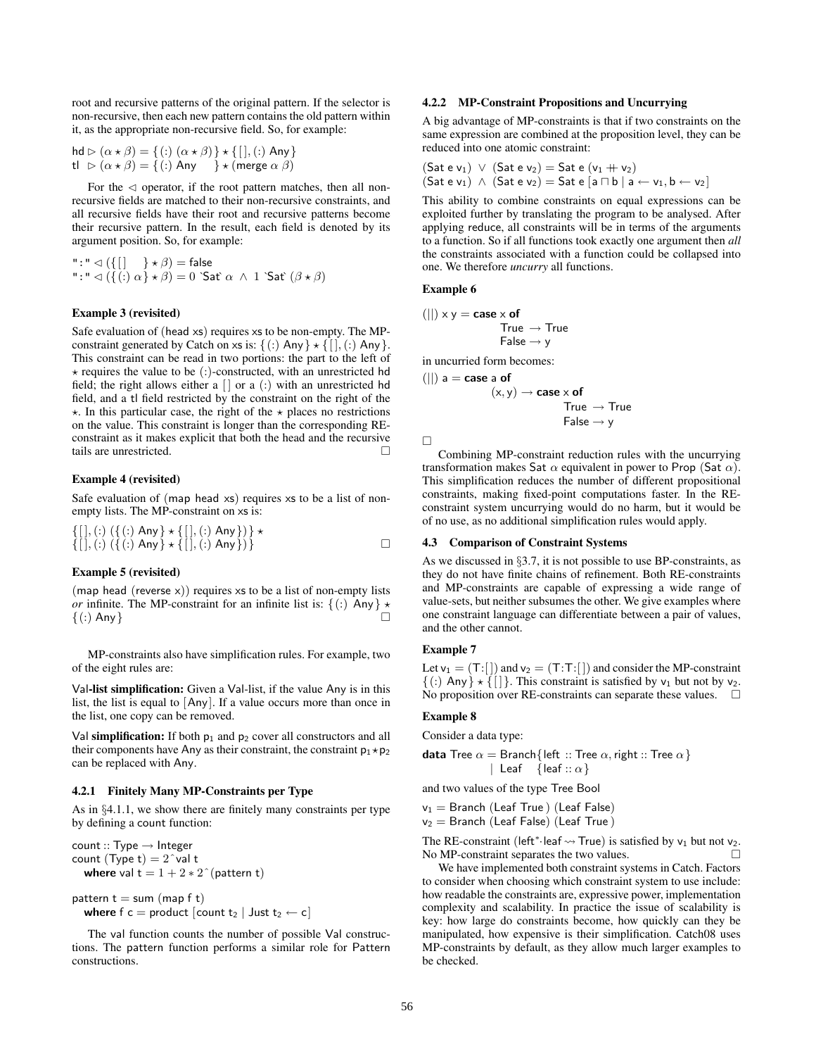root and recursive patterns of the original pattern. If the selector is non-recursive, then each new pattern contains the old pattern within it, as the appropriate non-recursive field. So, for example:

$$\mathsf{hd} \rhd (\alpha \star \beta) = \{(:)\ (\alpha \star \beta)\} \star \{[\,], (:)\ \mathsf{Any}\}$$
$$\mathsf{tl} \rhd (\alpha \star \beta) = \{(:)\ \mathsf{Any}\} \star (\mathsf{merge}\ \alpha\ \beta)$$

For the $\lhd$ operator, if the root pattern matches, then all non-recursive fields are matched to their non-recursive constraints, and all recursive fields have their root and recursive patterns become their recursive pattern. In the result, each field is denoted by its argument position. So, for example:

$$\texttt{":"} \lhd (\{[\,]\} \star \beta) = \mathsf{false}$$
$$\texttt{":"} \lhd (\{(:)\ \alpha\} \star \beta) = 0\ \texttt{`Sat`}\ \alpha\ \wedge\ 1\ \texttt{`Sat`}\ (\beta \star \beta)$$

#### Example 3 (revisited)

Safe evaluation of (head xs) requires xs to be non-empty. The MP-constraint generated by Catch on xs is: $\{(:)\ \mathsf{Any}\} \star \{[\,], (:)\ \mathsf{Any}\}$. This constraint can be read in two portions: the part to the left of $\star$ requires the value to be (:)-constructed, with an unrestricted hd field; the right allows either a $[\,]$ or a (:) with an unrestricted hd field, and a tl field restricted by the constraint on the right of the $\star$. In this particular case, the right of the $\star$ places no restrictions on the value. This constraint is longer than the corresponding RE-constraint as it makes explicit that both the head and the recursive tails are unrestricted. □

#### Example 4 (revisited)

Safe evaluation of (map head xs) requires xs to be a list of non-empty lists. The MP-constraint on xs is:

$$\{[\,], (:)\ (\{(:)\ \mathsf{Any}\} \star \{[\,], (:)\ \mathsf{Any}\})\} \star$$
$$\{[\,], (:)\ (\{(:)\ \mathsf{Any}\} \star \{[\,], (:)\ \mathsf{Any}\})\}$$
□

#### Example 5 (revisited)

(map head (reverse x)) requires xs to be a list of non-empty lists *or* infinite. The MP-constraint for an infinite list is: $\{(:)\ \mathsf{Any}\} \star \{(:)\ \mathsf{Any}\}$ □

MP-constraints also have simplification rules. For example, two of the eight rules are:

**Val-list simplification:** Given a Val-list, if the value Any is in this list, the list is equal to [Any]. If a value occurs more than once in the list, one copy can be removed.

**Val simplification:** If both $p_1$ and $p_2$ cover all constructors and all their components have Any as their constraint, the constraint $p_1 \star p_2$ can be replaced with Any.

### 4.2.1 Finitely Many MP-Constraints per Type

As in §4.1.1, we show there are finitely many constraints per type by defining a count function:

```
count :: Type → Integer
count (Type t) = 2ˆval t
  where val t = 1 + 2 ∗ 2ˆ(pattern t)

pattern t = sum (map f t)
  where f c = product [count t₂ | Just t₂ ← c]
```

The val function counts the number of possible Val constructions. The pattern function performs a similar role for Pattern constructions.

### 4.2.2 MP-Constraint Propositions and Uncurrying

A big advantage of MP-constraints is that if two constraints on the same expression are combined at the proposition level, they can be reduced into one atomic constraint:

$$(\mathsf{Sat}\ \mathsf{e}\ \mathsf{v}_1)\ \vee\ (\mathsf{Sat}\ \mathsf{e}\ \mathsf{v}_2) = \mathsf{Sat}\ \mathsf{e}\ (\mathsf{v}_1 +\!\!+\ \mathsf{v}_2)$$
$$(\mathsf{Sat}\ \mathsf{e}\ \mathsf{v}_1)\ \wedge\ (\mathsf{Sat}\ \mathsf{e}\ \mathsf{v}_2) = \mathsf{Sat}\ \mathsf{e}\ [\mathsf{a} \sqcap \mathsf{b} \mid \mathsf{a} \leftarrow \mathsf{v}_1, \mathsf{b} \leftarrow \mathsf{v}_2]$$

This ability to combine constraints on equal expressions can be exploited further by translating the program to be analysed. After applying reduce, all constraints will be in terms of the arguments to a function. So if all functions took exactly one argument then *all* the constraints associated with a function could be collapsed into one. We therefore *uncurry* all functions.

#### Example 6

```
(||) x y = case x of
              True  → True
              False → y
```

in uncurried form becomes:

```
(||) a = case a of
           (x, y) → case x of
                      True  → True
                      False → y
```

□

Combining MP-constraint reduction rules with the uncurrying transformation makes Sat $\alpha$ equivalent in power to Prop (Sat $\alpha$). This simplification reduces the number of different propositional constraints, making fixed-point computations faster. In the RE-constraint system uncurrying would do no harm, but it would be of no use, as no additional simplification rules would apply.

## 4.3 Comparison of Constraint Systems

As we discussed in §3.7, it is not possible to use BP-constraints, as they do not have finite chains of refinement. Both RE-constraints and MP-constraints are capable of expressing a wide range of value-sets, but neither subsumes the other. We give examples where one constraint language can differentiate between a pair of values, and the other cannot.

#### Example 7

Let $\mathsf{v}_1 = (\mathsf{T}{:}[\,])$ and $\mathsf{v}_2 = (\mathsf{T}{:}\mathsf{T}{:}[\,])$ and consider the MP-constraint $\{(:)\ \mathsf{Any}\} \star \{[\,]\}$. This constraint is satisfied by $\mathsf{v}_1$ but not by $\mathsf{v}_2$. No proposition over RE-constraints can separate these values. □

#### Example 8

Consider a data type:

```
data Tree α = Branch{left :: Tree α, right :: Tree α}
            | Leaf   {leaf :: α}
```

and two values of the type Tree Bool

```
v₁ = Branch (Leaf True ) (Leaf False)
v₂ = Branch (Leaf False) (Leaf True )
```

The RE-constraint ($\mathsf{left}^{*}{\cdot}\mathsf{leaf} \rightsquigarrow \mathsf{True}$) is satisfied by $\mathsf{v}_1$ but not $\mathsf{v}_2$. No MP-constraint separates the two values. □

We have implemented both constraint systems in Catch. Factors to consider when choosing which constraint system to use include: how readable the constraints are, expressive power, implementation complexity and scalability. In practice the issue of scalability is key: how large do constraints become, how quickly can they be manipulated, how expensive is their simplification. Catch08 uses MP-constraints by default, as they allow much larger examples to be checked.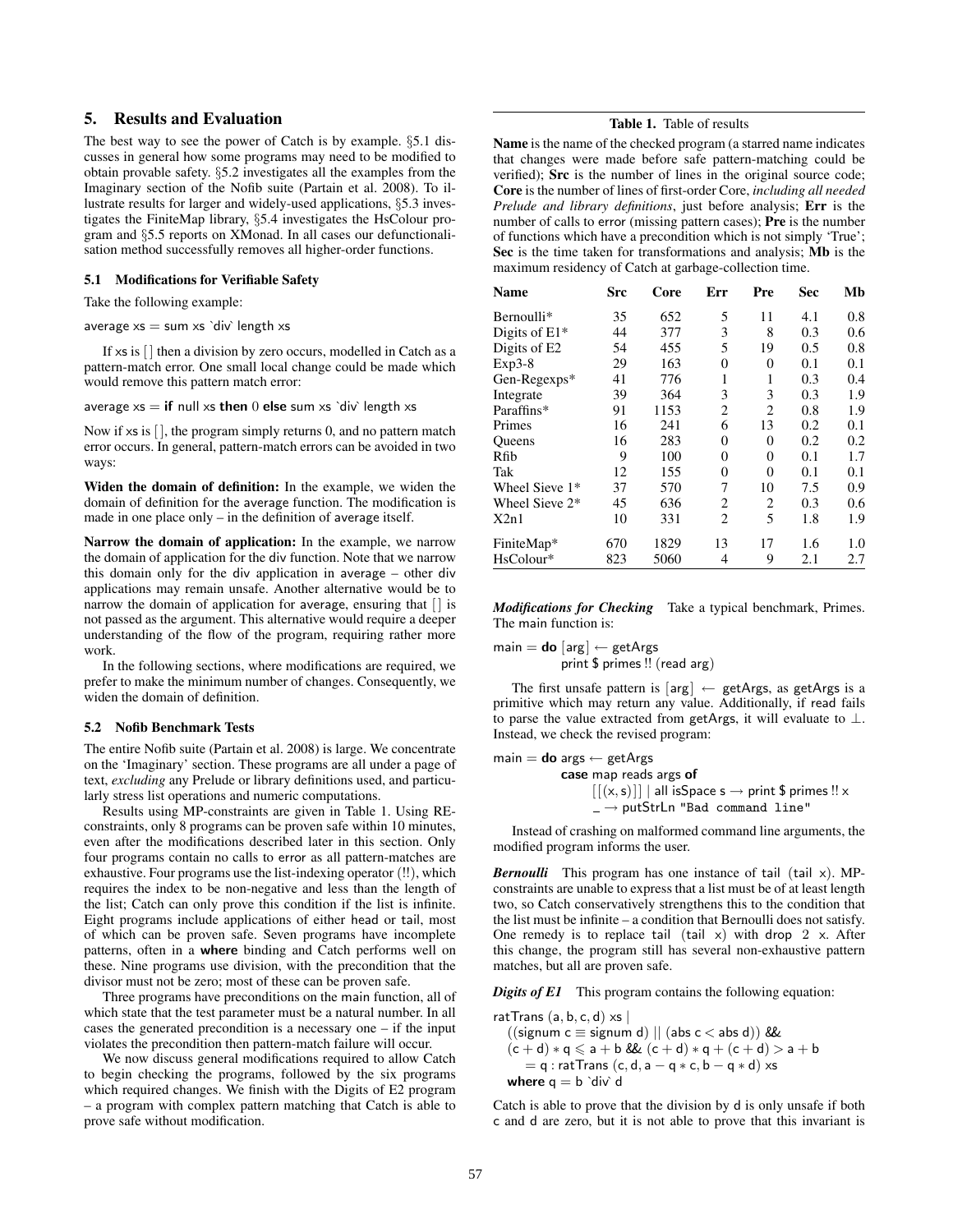## 5. Results and Evaluation

The best way to see the power of Catch is by example. §5.1 discusses in general how some programs may need to be modified to obtain provable safety. §5.2 investigates all the examples from the Imaginary section of the Nofib suite (Partain et al. 2008). To illustrate results for larger and widely-used applications, §5.3 investigates the FiniteMap library, §5.4 investigates the HsColour program and §5.5 reports on XMonad. In all cases our defunctionalisation method successfully removes all higher-order functions.

### 5.1 Modifications for Verifiable Safety

Take the following example:

```
average xs = sum xs `div` length xs
```

If xs is [] then a division by zero occurs, modelled in Catch as a pattern-match error. One small local change could be made which would remove this pattern match error:

```
average xs = if null xs then 0 else sum xs `div` length xs
```

Now if xs is [], the program simply returns 0, and no pattern match error occurs. In general, pattern-match errors can be avoided in two ways:

**Widen the domain of definition:** In the example, we widen the domain of definition for the average function. The modification is made in one place only – in the definition of average itself.

**Narrow the domain of application:** In the example, we narrow the domain of application for the div function. Note that we narrow this domain only for the div application in average – other div applications may remain unsafe. Another alternative would be to narrow the domain of application for average, ensuring that [] is not passed as the argument. This alternative would require a deeper understanding of the flow of the program, requiring rather more work.

In the following sections, where modifications are required, we prefer to make the minimum number of changes. Consequently, we widen the domain of definition.

### 5.2 Nofib Benchmark Tests

The entire Nofib suite (Partain et al. 2008) is large. We concentrate on the 'Imaginary' section. These programs are all under a page of text, *excluding* any Prelude or library definitions used, and particularly stress list operations and numeric computations.

Results using MP-constraints are given in Table 1. Using RE-constraints, only 8 programs can be proven safe within 10 minutes, even after the modifications described later in this section. Only four programs contain no calls to error as all pattern-matches are exhaustive. Four programs use the list-indexing operator (!!), which requires the index to be non-negative and less than the length of the list; Catch can only prove this condition if the list is infinite. Eight programs include applications of either head or tail, most of which can be proven safe. Seven programs have incomplete patterns, often in a **where** binding and Catch performs well on these. Nine programs use division, with the precondition that the divisor must not be zero; most of these can be proven safe.

Three programs have preconditions on the main function, all of which state that the test parameter must be a natural number. In all cases the generated precondition is a necessary one – if the input violates the precondition then pattern-match failure will occur.

We now discuss general modifications required to allow Catch to begin checking the programs, followed by the six programs which required changes. We finish with the Digits of E2 program – a program with complex pattern matching that Catch is able to prove safe without modification.

**Table 1.** Table of results

**Name** is the name of the checked program (a starred name indicates that changes were made before safe pattern-matching could be verified); **Src** is the number of lines in the original source code; **Core** is the number of lines of first-order Core, *including all needed Prelude and library definitions*, just before analysis; **Err** is the number of calls to error (missing pattern cases); **Pre** is the number of functions which have a precondition which is not simply 'True'; **Sec** is the time taken for transformations and analysis; **Mb** is the maximum residency of Catch at garbage-collection time.

| Name | Src | Core | Err | Pre | Sec | Mb |
|---|---|---|---|---|---|---|
| Bernoulli* | 35 | 652 | 5 | 11 | 4.1 | 0.8 |
| Digits of E1* | 44 | 377 | 3 | 8 | 0.3 | 0.6 |
| Digits of E2 | 54 | 455 | 5 | 19 | 0.5 | 0.8 |
| Exp3-8 | 29 | 163 | 0 | 0 | 0.1 | 0.1 |
| Gen-Regexps* | 41 | 776 | 1 | 1 | 0.3 | 0.4 |
| Integrate | 39 | 364 | 3 | 3 | 0.3 | 1.9 |
| Paraffins* | 91 | 1153 | 2 | 2 | 0.8 | 1.9 |
| Primes | 16 | 241 | 6 | 13 | 0.2 | 0.1 |
| Queens | 16 | 283 | 0 | 0 | 0.2 | 0.2 |
| Rfib | 9 | 100 | 0 | 0 | 0.1 | 1.7 |
| Tak | 12 | 155 | 0 | 0 | 0.1 | 0.1 |
| Wheel Sieve 1* | 37 | 570 | 7 | 10 | 7.5 | 0.9 |
| Wheel Sieve 2* | 45 | 636 | 2 | 2 | 0.3 | 0.6 |
| X2n1 | 10 | 331 | 2 | 5 | 1.8 | 1.9 |
| FiniteMap* | 670 | 1829 | 13 | 17 | 1.6 | 1.0 |
| HsColour* | 823 | 5060 | 4 | 9 | 2.1 | 2.7 |

***Modifications for Checking*** Take a typical benchmark, Primes. The main function is:

```
main = do [arg] ← getArgs
          print $ primes !! (read arg)
```

The first unsafe pattern is [arg] ← getArgs, as getArgs is a primitive which may return any value. Additionally, if read fails to parse the value extracted from getArgs, it will evaluate to ⊥. Instead, we check the revised program:

```
main = do args ← getArgs
          case map reads args of
               [[(x, s)]] | all isSpace s → print $ primes !! x
               _ → putStrLn "Bad command line"
```

Instead of crashing on malformed command line arguments, the modified program informs the user.

***Bernoulli*** This program has one instance of tail (tail x). MP-constraints are unable to express that a list must be of at least length two, so Catch conservatively strengthens this to the condition that the list must be infinite – a condition that Bernoulli does not satisfy. One remedy is to replace tail (tail x) with drop 2 x. After this change, the program still has several non-exhaustive pattern matches, but all are proven safe.

***Digits of E1*** This program contains the following equation:

```
ratTrans (a, b, c, d) xs |
   ((signum c ≡ signum d) || (abs c < abs d)) &&
   (c + d) ∗ q ≤ a + b && (c + d) ∗ q + (c + d) > a + b
      = q : ratTrans (c, d, a − q ∗ c, b − q ∗ d) xs
   where q = b `div` d
```

Catch is able to prove that the division by d is only unsafe if both c and d are zero, but it is not able to prove that this invariant is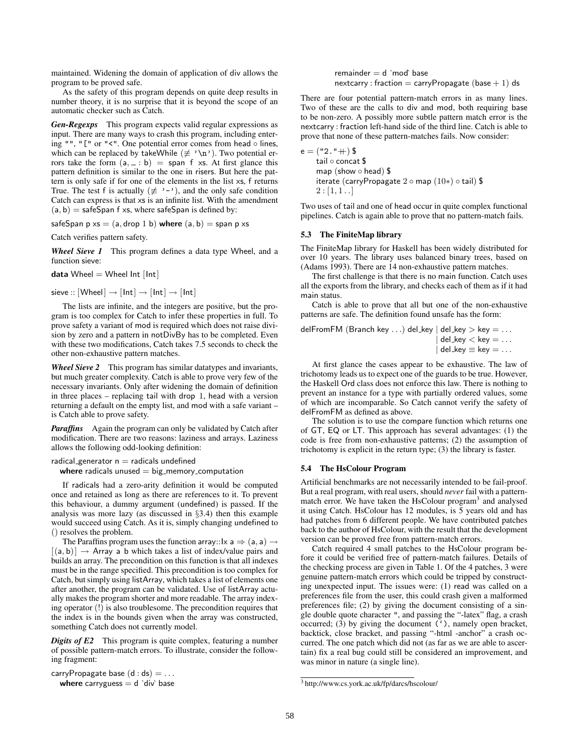maintained. Widening the domain of application of div allows the program to be proved safe.

As the safety of this program depends on quite deep results in number theory, it is no surprise that it is beyond the scope of an automatic checker such as Catch.

***Gen-Regexps*** This program expects valid regular expressions as input. There are many ways to crash this program, including entering "", "[" or "<". One potential error comes from head ∘ lines, which can be replaced by takeWhile (≢ '\n'). Two potential errors take the form (a, _ : b) = span f xs. At first glance this pattern definition is similar to the one in risers. But here the pattern is only safe if for one of the elements in the list xs, f returns True. The test f is actually (≢ '-'), and the only safe condition Catch can express is that xs is an infinite list. With the amendment (a, b) = safeSpan f xs, where safeSpan is defined by:

```
safeSpan p xs = (a, drop 1 b) where (a, b) = span p xs
```

Catch verifies pattern safety.

***Wheel Sieve 1*** This program defines a data type Wheel, and a function sieve:

```
data Wheel = Wheel Int [Int]

sieve :: [Wheel] → [Int] → [Int] → [Int]
```

The lists are infinite, and the integers are positive, but the program is too complex for Catch to infer these properties in full. To prove safety a variant of mod is required which does not raise division by zero and a pattern in notDivBy has to be completed. Even with these two modifications, Catch takes 7.5 seconds to check the other non-exhaustive pattern matches.

***Wheel Sieve 2*** This program has similar datatypes and invariants, but much greater complexity. Catch is able to prove very few of the necessary invariants. Only after widening the domain of definition in three places – replacing tail with drop 1, head with a version returning a default on the empty list, and mod with a safe variant – is Catch able to prove safety.

***Paraffins*** Again the program can only be validated by Catch after modification. There are two reasons: laziness and arrays. Laziness allows the following odd-looking definition:

```
radical_generator n = radicals undefined
  where radicals unused = big_memory_computation
```

If radicals had a zero-arity definition it would be computed once and retained as long as there are references to it. To prevent this behaviour, a dummy argument (undefined) is passed. If the analysis was more lazy (as discussed in §3.4) then this example would succeed using Catch. As it is, simply changing undefined to () resolves the problem.

The Paraffins program uses the function array::Ix a ⇒ (a, a) → [(a, b)] → Array a b which takes a list of index/value pairs and builds an array. The precondition on this function is that all indexes must be in the range specified. This precondition is too complex for Catch, but simply using listArray, which takes a list of elements one after another, the program can be validated. Use of listArray actually makes the program shorter and more readable. The array indexing operator (!) is also troublesome. The precondition requires that the index is in the bounds given when the array was constructed, something Catch does not currently model.

***Digits of E2*** This program is quite complex, featuring a number of possible pattern-match errors. To illustrate, consider the following fragment:

```
carryPropagate base (d : ds) = ...
  where carryguess = d `div` base
        remainder = d `mod` base
        nextcarry : fraction = carryPropagate (base + 1) ds
```

There are four potential pattern-match errors in as many lines. Two of these are the calls to div and mod, both requiring base to be non-zero. A possibly more subtle pattern match error is the nextcarry : fraction left-hand side of the third line. Catch is able to prove that none of these pattern-matches fails. Now consider:

```
e = ("2." ++) $
    tail ∘ concat $
    map (show ∘ head) $
    iterate (carryPropagate 2 ∘ map (10*) ∘ tail) $
    2 : [1, 1 ..]
```

Two uses of tail and one of head occur in quite complex functional pipelines. Catch is again able to prove that no pattern-match fails.

### 5.3 The FiniteMap library

The FiniteMap library for Haskell has been widely distributed for over 10 years. The library uses balanced binary trees, based on (Adams 1993). There are 14 non-exhaustive pattern matches.

The first challenge is that there is no main function. Catch uses all the exports from the library, and checks each of them as if it had main status.

Catch is able to prove that all but one of the non-exhaustive patterns are safe. The definition found unsafe has the form:

```
delFromFM (Branch key ...) del_key | del_key > key = ...
                                   | del_key < key = ...
                                   | del_key ≡ key = ...
```

At first glance the cases appear to be exhaustive. The law of trichotomy leads us to expect one of the guards to be true. However, the Haskell Ord class does not enforce this law. There is nothing to prevent an instance for a type with partially ordered values, some of which are incomparable. So Catch cannot verify the safety of delFromFM as defined as above.

The solution is to use the compare function which returns one of GT, EQ or LT. This approach has several advantages: (1) the code is free from non-exhaustive patterns; (2) the assumption of trichotomy is explicit in the return type; (3) the library is faster.

### 5.4 The HsColour Program

Artificial benchmarks are not necessarily intended to be fail-proof. But a real program, with real users, should *never* fail with a pattern-match error. We have taken the HsColour program[3] and analysed it using Catch. HsColour has 12 modules, is 5 years old and has had patches from 6 different people. We have contributed patches back to the author of HsColour, with the result that the development version can be proved free from pattern-match errors.

Catch required 4 small patches to the HsColour program before it could be verified free of pattern-match failures. Details of the checking process are given in Table 1. Of the 4 patches, 3 were genuine pattern-match errors which could be tripped by constructing unexpected input. The issues were: (1) read was called on a preferences file from the user, this could crash given a malformed preferences file; (2) by giving the document consisting of a single double quote character ", and passing the "-latex" flag, a crash occurred; (3) by giving the document (`), namely open bracket, backtick, close bracket, and passing "-html -anchor" a crash occurred. The one patch which did not (as far as we are able to ascertain) fix a real bug could still be considered an improvement, and was minor in nature (a single line).

[3] http://www.cs.york.ac.uk/fp/darcs/hscolour/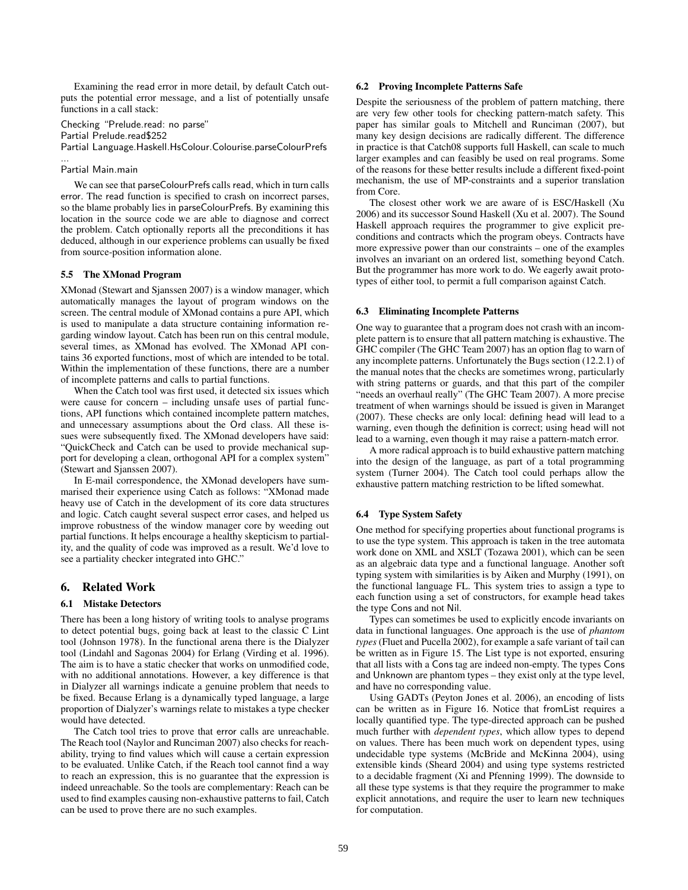Examining the read error in more detail, by default Catch outputs the potential error message, and a list of potentially unsafe functions in a call stack:

```
Checking "Prelude.read: no parse"
Partial Prelude.read$252
Partial Language.Haskell.HsColour.Colourise.parseColourPrefs
...
Partial Main.main
```

We can see that parseColourPrefs calls read, which in turn calls error. The read function is specified to crash on incorrect parses, so the blame probably lies in parseColourPrefs. By examining this location in the source code we are able to diagnose and correct the problem. Catch optionally reports all the preconditions it has deduced, although in our experience problems can usually be fixed from source-position information alone.

### 5.5 The XMonad Program

XMonad (Stewart and Sjanssen 2007) is a window manager, which automatically manages the layout of program windows on the screen. The central module of XMonad contains a pure API, which is used to manipulate a data structure containing information regarding window layout. Catch has been run on this central module, several times, as XMonad has evolved. The XMonad API contains 36 exported functions, most of which are intended to be total. Within the implementation of these functions, there are a number of incomplete patterns and calls to partial functions.

When the Catch tool was first used, it detected six issues which were cause for concern – including unsafe uses of partial functions, API functions which contained incomplete pattern matches, and unnecessary assumptions about the Ord class. All these issues were subsequently fixed. The XMonad developers have said: "QuickCheck and Catch can be used to provide mechanical support for developing a clean, orthogonal API for a complex system" (Stewart and Sjanssen 2007).

In E-mail correspondence, the XMonad developers have summarised their experience using Catch as follows: "XMonad made heavy use of Catch in the development of its core data structures and logic. Catch caught several suspect error cases, and helped us improve robustness of the window manager core by weeding out partial functions. It helps encourage a healthy skepticism to partiality, and the quality of code was improved as a result. We'd love to see a partiality checker integrated into GHC."

## 6. Related Work

### 6.1 Mistake Detectors

There has been a long history of writing tools to analyse programs to detect potential bugs, going back at least to the classic C Lint tool (Johnson 1978). In the functional arena there is the Dialyzer tool (Lindahl and Sagonas 2004) for Erlang (Virding et al. 1996). The aim is to have a static checker that works on unmodified code, with no additional annotations. However, a key difference is that in Dialyzer all warnings indicate a genuine problem that needs to be fixed. Because Erlang is a dynamically typed language, a large proportion of Dialyzer's warnings relate to mistakes a type checker would have detected.

The Catch tool tries to prove that error calls are unreachable. The Reach tool (Naylor and Runciman 2007) also checks for reachability, trying to find values which will cause a certain expression to be evaluated. Unlike Catch, if the Reach tool cannot find a way to reach an expression, this is no guarantee that the expression is indeed unreachable. So the tools are complementary: Reach can be used to find examples causing non-exhaustive patterns to fail, Catch can be used to prove there are no such examples.

### 6.2 Proving Incomplete Patterns Safe

Despite the seriousness of the problem of pattern matching, there are very few other tools for checking pattern-match safety. This paper has similar goals to Mitchell and Runciman (2007), but many key design decisions are radically different. The difference in practice is that Catch08 supports full Haskell, can scale to much larger examples and can feasibly be used on real programs. Some of the reasons for these better results include a different fixed-point mechanism, the use of MP-constraints and a superior translation from Core.

The closest other work we are aware of is ESC/Haskell (Xu 2006) and its successor Sound Haskell (Xu et al. 2007). The Sound Haskell approach requires the programmer to give explicit preconditions and contracts which the program obeys. Contracts have more expressive power than our constraints – one of the examples involves an invariant on an ordered list, something beyond Catch. But the programmer has more work to do. We eagerly await prototypes of either tool, to permit a full comparison against Catch.

### 6.3 Eliminating Incomplete Patterns

One way to guarantee that a program does not crash with an incomplete pattern is to ensure that all pattern matching is exhaustive. The GHC compiler (The GHC Team 2007) has an option flag to warn of any incomplete patterns. Unfortunately the Bugs section (12.2.1) of the manual notes that the checks are sometimes wrong, particularly with string patterns or guards, and that this part of the compiler "needs an overhaul really" (The GHC Team 2007). A more precise treatment of when warnings should be issued is given in Maranget (2007). These checks are only local: defining head will lead to a warning, even though the definition is correct; using head will not lead to a warning, even though it may raise a pattern-match error.

A more radical approach is to build exhaustive pattern matching into the design of the language, as part of a total programming system (Turner 2004). The Catch tool could perhaps allow the exhaustive pattern matching restriction to be lifted somewhat.

### 6.4 Type System Safety

One method for specifying properties about functional programs is to use the type system. This approach is taken in the tree automata work done on XML and XSLT (Tozawa 2001), which can be seen as an algebraic data type and a functional language. Another soft typing system with similarities is by Aiken and Murphy (1991), on the functional language FL. This system tries to assign a type to each function using a set of constructors, for example head takes the type Cons and not Nil.

Types can sometimes be used to explicitly encode invariants on data in functional languages. One approach is the use of *phantom types* (Fluet and Pucella 2002), for example a safe variant of tail can be written as in Figure 15. The List type is not exported, ensuring that all lists with a Cons tag are indeed non-empty. The types Cons and Unknown are phantom types – they exist only at the type level, and have no corresponding value.

Using GADTs (Peyton Jones et al. 2006), an encoding of lists can be written as in Figure 16. Notice that fromList requires a locally quantified type. The type-directed approach can be pushed much further with *dependent types*, which allow types to depend on values. There has been much work on dependent types, using undecidable type systems (McBride and McKinna 2004), using extensible kinds (Sheard 2004) and using type systems restricted to a decidable fragment (Xi and Pfenning 1999). The downside to all these type systems is that they require the programmer to make explicit annotations, and require the user to learn new techniques for computation.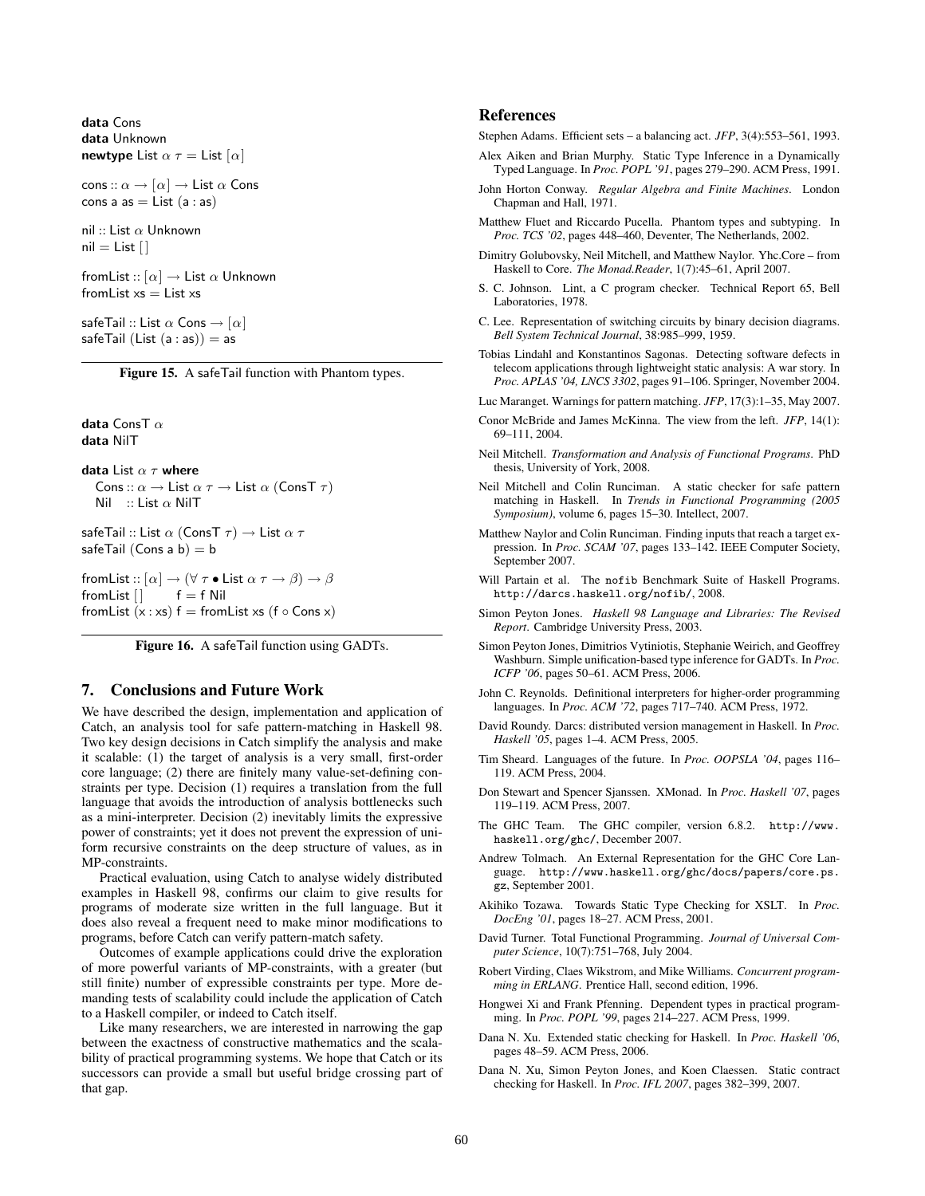```
data Cons
data Unknown
newtype List α τ = List [α]

cons :: α → [α] → List α Cons
cons a as = List (a : as)

nil :: List α Unknown
nil = List []

fromList :: [α] → List α Unknown
fromList xs = List xs

safeTail :: List α Cons → [α]
safeTail (List (a : as)) = as
```

**Figure 15.** A safeTail function with Phantom types.

```
data ConsT α
data NilT

data List α τ where
   Cons :: α → List α τ → List α (ConsT τ)
   Nil  :: List α NilT

safeTail :: List α (ConsT τ) → List α τ
safeTail (Cons a b) = b

fromList :: [α] → (∀ τ • List α τ → β) → β
fromList []       f = f Nil
fromList (x : xs) f = fromList xs (f ∘ Cons x)
```

**Figure 16.** A safeTail function using GADTs.

## 7. Conclusions and Future Work

We have described the design, implementation and application of Catch, an analysis tool for safe pattern-matching in Haskell 98. Two key design decisions in Catch simplify the analysis and make it scalable: (1) the target of analysis is a very small, first-order core language; (2) there are finitely many value-set-defining constraints per type. Decision (1) requires a translation from the full language that avoids the introduction of analysis bottlenecks such as a mini-interpreter. Decision (2) inevitably limits the expressive power of constraints; yet it does not prevent the expression of uniform recursive constraints on the deep structure of values, as in MP-constraints.

Practical evaluation, using Catch to analyse widely distributed examples in Haskell 98, confirms our claim to give results for programs of moderate size written in the full language. But it does also reveal a frequent need to make minor modifications to programs, before Catch can verify pattern-match safety.

Outcomes of example applications could drive the exploration of more powerful variants of MP-constraints, with a greater (but still finite) number of expressible constraints per type. More demanding tests of scalability could include the application of Catch to a Haskell compiler, or indeed to Catch itself.

Like many researchers, we are interested in narrowing the gap between the exactness of constructive mathematics and the scalability of practical programming systems. We hope that Catch or its successors can provide a small but useful bridge crossing part of that gap.

## References

Stephen Adams. Efficient sets – a balancing act. *JFP*, 3(4):553–561, 1993.

Alex Aiken and Brian Murphy. Static Type Inference in a Dynamically Typed Language. In *Proc. POPL '91*, pages 279–290. ACM Press, 1991.

John Horton Conway. *Regular Algebra and Finite Machines*. London Chapman and Hall, 1971.

Matthew Fluet and Riccardo Pucella. Phantom types and subtyping. In *Proc. TCS '02*, pages 448–460, Deventer, The Netherlands, 2002.

Dimitry Golubovsky, Neil Mitchell, and Matthew Naylor. Yhc.Core – from Haskell to Core. *The Monad.Reader*, 1(7):45–61, April 2007.

S. C. Johnson. Lint, a C program checker. Technical Report 65, Bell Laboratories, 1978.

C. Lee. Representation of switching circuits by binary decision diagrams. *Bell System Technical Journal*, 38:985–999, 1959.

Tobias Lindahl and Konstantinos Sagonas. Detecting software defects in telecom applications through lightweight static analysis: A war story. In *Proc. APLAS '04, LNCS 3302*, pages 91–106. Springer, November 2004.

Luc Maranget. Warnings for pattern matching. *JFP*, 17(3):1–35, May 2007.

Conor McBride and James McKinna. The view from the left. *JFP*, 14(1): 69–111, 2004.

Neil Mitchell. *Transformation and Analysis of Functional Programs*. PhD thesis, University of York, 2008.

Neil Mitchell and Colin Runciman. A static checker for safe pattern matching in Haskell. In *Trends in Functional Programming (2005 Symposium)*, volume 6, pages 15–30. Intellect, 2007.

Matthew Naylor and Colin Runciman. Finding inputs that reach a target expression. In *Proc. SCAM '07*, pages 133–142. IEEE Computer Society, September 2007.

Will Partain et al. The nofib Benchmark Suite of Haskell Programs. http://darcs.haskell.org/nofib/, 2008.

Simon Peyton Jones. *Haskell 98 Language and Libraries: The Revised Report*. Cambridge University Press, 2003.

Simon Peyton Jones, Dimitrios Vytiniotis, Stephanie Weirich, and Geoffrey Washburn. Simple unification-based type inference for GADTs. In *Proc. ICFP '06*, pages 50–61. ACM Press, 2006.

John C. Reynolds. Definitional interpreters for higher-order programming languages. In *Proc. ACM '72*, pages 717–740. ACM Press, 1972.

David Roundy. Darcs: distributed version management in Haskell. In *Proc. Haskell '05*, pages 1–4. ACM Press, 2005.

Tim Sheard. Languages of the future. In *Proc. OOPSLA '04*, pages 116–119. ACM Press, 2004.

Don Stewart and Spencer Sjanssen. XMonad. In *Proc. Haskell '07*, pages 119–119. ACM Press, 2007.

The GHC Team. The GHC compiler, version 6.8.2. http://www.haskell.org/ghc/, December 2007.

Andrew Tolmach. An External Representation for the GHC Core Language. http://www.haskell.org/ghc/docs/papers/core.ps.gz, September 2001.

Akihiko Tozawa. Towards Static Type Checking for XSLT. In *Proc. DocEng '01*, pages 18–27. ACM Press, 2001.

David Turner. Total Functional Programming. *Journal of Universal Computer Science*, 10(7):751–768, July 2004.

Robert Virding, Claes Wikstrom, and Mike Williams. *Concurrent programming in ERLANG*. Prentice Hall, second edition, 1996.

Hongwei Xi and Frank Pfenning. Dependent types in practical programming. In *Proc. POPL '99*, pages 214–227. ACM Press, 1999.

Dana N. Xu. Extended static checking for Haskell. In *Proc. Haskell '06*, pages 48–59. ACM Press, 2006.

Dana N. Xu, Simon Peyton Jones, and Koen Claessen. Static contract checking for Haskell. In *Proc. IFL 2007*, pages 382–399, 2007.